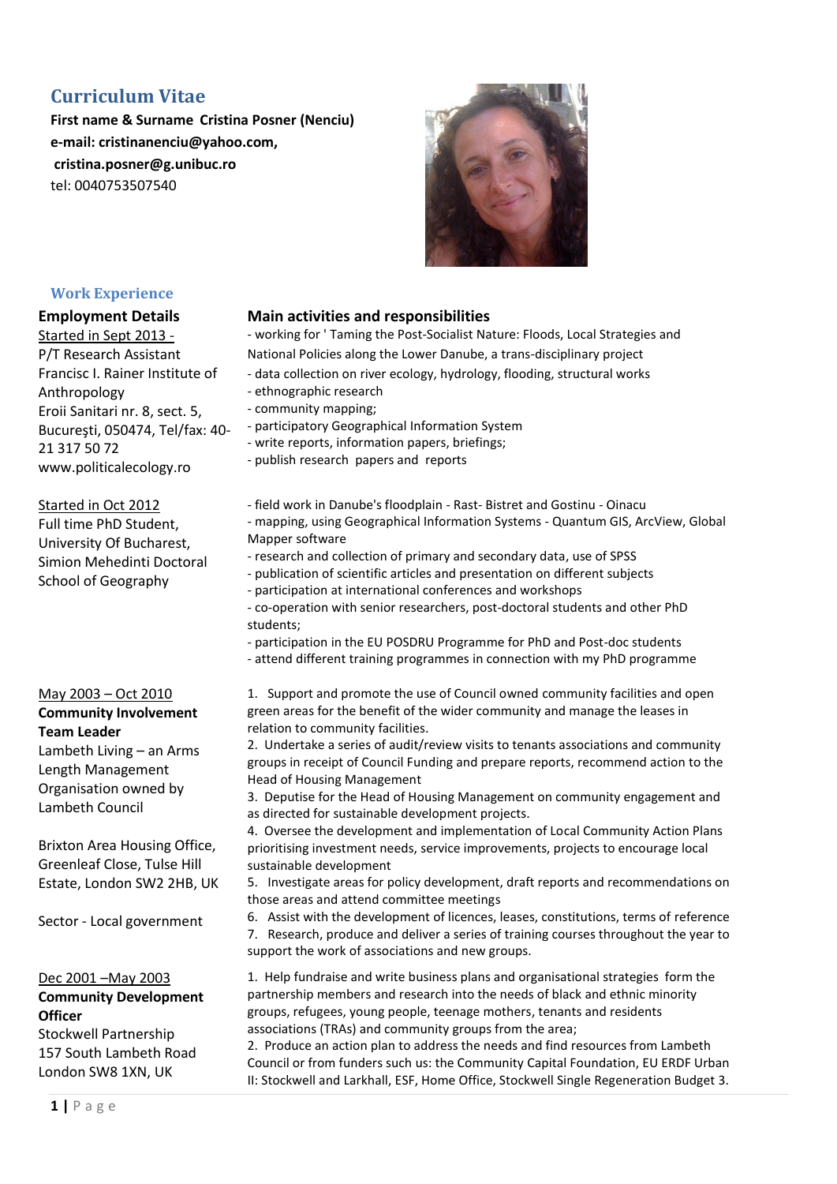# Curriculum Vitae

**First name & Surname Cristina Posner (Nenciu)**
**e-mail: cristinanenciu@yahoo.com,**
**cristina.posner@g.unibuc.ro**
tel: 0040753507540

## Work Experience

| Employment Details | Main activities and responsibilities |
|---|---|
| Started in Sept 2013 -<br>P/T Research Assistant<br>Francisc I. Rainer Institute of Anthropology<br>Eroii Sanitari nr. 8, sect. 5, Bucureşti, 050474, Tel/fax: 40-21 317 50 72<br>www.politicalecology.ro | - working for ' Taming the Post-Socialist Nature: Floods, Local Strategies and National Policies along the Lower Danube, a trans-disciplinary project<br>- data collection on river ecology, hydrology, flooding, structural works<br>- ethnographic research<br>- community mapping;<br>- participatory Geographical Information System<br>- write reports, information papers, briefings;<br>- publish research papers and reports |
| Started in Oct 2012<br>Full time PhD Student, University Of Bucharest, Simion Mehedinti Doctoral School of Geography | - field work in Danube's floodplain - Rast- Bistret and Gostinu - Oinacu<br>- mapping, using Geographical Information Systems - Quantum GIS, ArcView, Global Mapper software<br>- research and collection of primary and secondary data, use of SPSS<br>- publication of scientific articles and presentation on different subjects<br>- participation at international conferences and workshops<br>- co-operation with senior researchers, post-doctoral students and other PhD students;<br>- participation in the EU POSDRU Programme for PhD and Post-doc students<br>- attend different training programmes in connection with my PhD programme |
| May 2003 – Oct 2010<br>**Community Involvement Team Leader**<br>Lambeth Living – an Arms Length Management Organisation owned by Lambeth Council<br><br>Brixton Area Housing Office, Greenleaf Close, Tulse Hill Estate, London SW2 2HB, UK<br><br>Sector - Local government | 1. Support and promote the use of Council owned community facilities and open green areas for the benefit of the wider community and manage the leases in relation to community facilities.<br>2. Undertake a series of audit/review visits to tenants associations and community groups in receipt of Council Funding and prepare reports, recommend action to the Head of Housing Management<br>3. Deputise for the Head of Housing Management on community engagement and as directed for sustainable development projects.<br>4. Oversee the development and implementation of Local Community Action Plans prioritising investment needs, service improvements, projects to encourage local sustainable development<br>5. Investigate areas for policy development, draft reports and recommendations on those areas and attend committee meetings<br>6. Assist with the development of licences, leases, constitutions, terms of reference<br>7. Research, produce and deliver a series of training courses throughout the year to support the work of associations and new groups. |
| Dec 2001 –May 2003<br>**Community Development Officer**<br>Stockwell Partnership<br>157 South Lambeth Road<br>London SW8 1XN, UK | 1. Help fundraise and write business plans and organisational strategies form the partnership members and research into the needs of black and ethnic minority groups, refugees, young people, teenage mothers, tenants and residents associations (TRAs) and community groups from the area;<br>2. Produce an action plan to address the needs and find resources from Lambeth Council or from funders such us: the Community Capital Foundation, EU ERDF Urban II: Stockwell and Larkhall, ESF, Home Office, Stockwell Single Regeneration Budget 3. |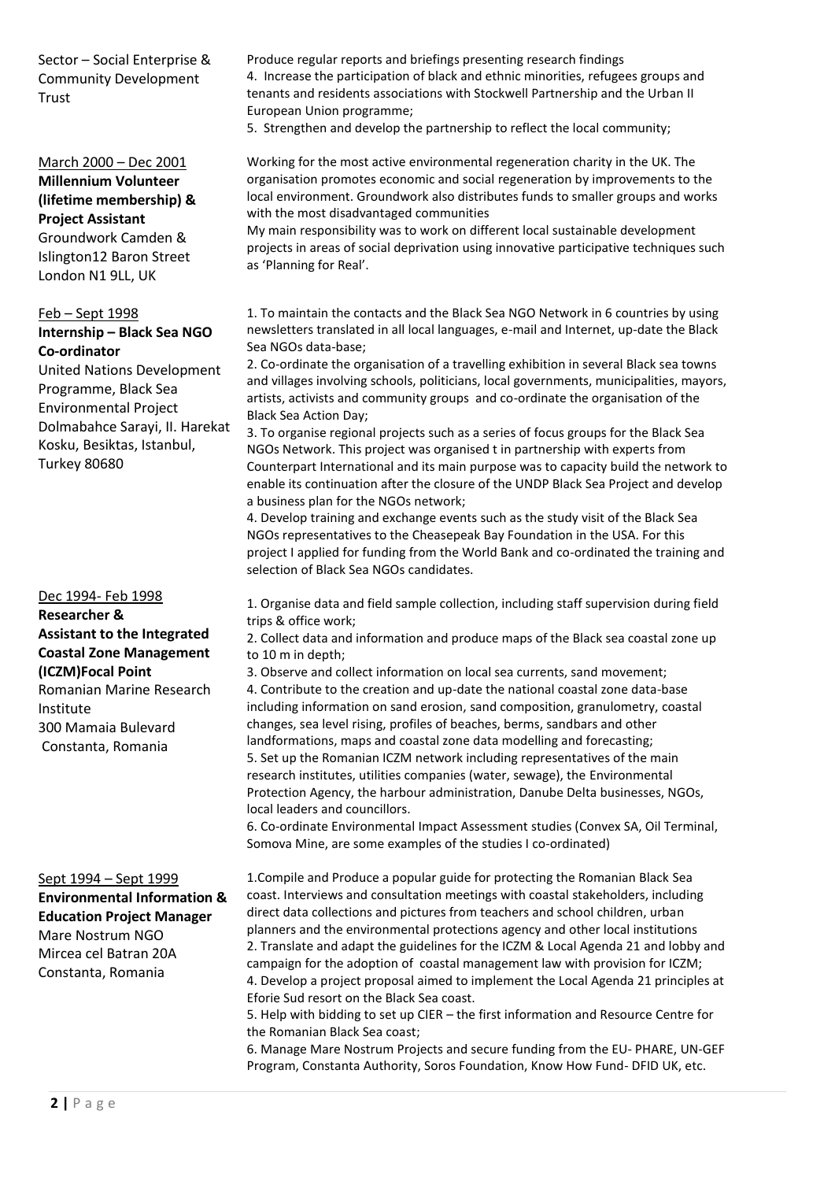Sector – Social Enterprise & Community Development Trust

Produce regular reports and briefings presenting research findings

4. Increase the participation of black and ethnic minorities, refugees groups and tenants and residents associations with Stockwell Partnership and the Urban II European Union programme;
5. Strengthen and develop the partnership to reflect the local community;

March 2000 – Dec 2001
**Millennium Volunteer (lifetime membership) & Project Assistant**
Groundwork Camden & Islington12 Baron Street London N1 9LL, UK

Working for the most active environmental regeneration charity in the UK. The organisation promotes economic and social regeneration by improvements to the local environment. Groundwork also distributes funds to smaller groups and works with the most disadvantaged communities

My main responsibility was to work on different local sustainable development projects in areas of social deprivation using innovative participative techniques such as 'Planning for Real'.

Feb – Sept 1998
**Internship – Black Sea NGO Co-ordinator**
United Nations Development Programme, Black Sea Environmental Project
Dolmabahce Sarayi, II. Harekat Kosku, Besiktas, Istanbul, Turkey 80680

1. To maintain the contacts and the Black Sea NGO Network in 6 countries by using newsletters translated in all local languages, e-mail and Internet, up-date the Black Sea NGOs data-base;
2. Co-ordinate the organisation of a travelling exhibition in several Black sea towns and villages involving schools, politicians, local governments, municipalities, mayors, artists, activists and community groups and co-ordinate the organisation of the Black Sea Action Day;
3. To organise regional projects such as a series of focus groups for the Black Sea NGOs Network. This project was organised t in partnership with experts from Counterpart International and its main purpose was to capacity build the network to enable its continuation after the closure of the UNDP Black Sea Project and develop a business plan for the NGOs network;
4. Develop training and exchange events such as the study visit of the Black Sea NGOs representatives to the Cheasepeak Bay Foundation in the USA. For this project I applied for funding from the World Bank and co-ordinated the training and selection of Black Sea NGOs candidates.

Dec 1994- Feb 1998
**Researcher & Assistant to the Integrated Coastal Zone Management (ICZM)Focal Point**
Romanian Marine Research Institute
300 Mamaia Bulevard
Constanta, Romania

1. Organise data and field sample collection, including staff supervision during field trips & office work;
2. Collect data and information and produce maps of the Black sea coastal zone up to 10 m in depth;
3. Observe and collect information on local sea currents, sand movement;
4. Contribute to the creation and up-date the national coastal zone data-base including information on sand erosion, sand composition, granulometry, coastal changes, sea level rising, profiles of beaches, berms, sandbars and other landformations, maps and coastal zone data modelling and forecasting;
5. Set up the Romanian ICZM network including representatives of the main research institutes, utilities companies (water, sewage), the Environmental Protection Agency, the harbour administration, Danube Delta businesses, NGOs, local leaders and councillors.
6. Co-ordinate Environmental Impact Assessment studies (Convex SA, Oil Terminal, Somova Mine, are some examples of the studies I co-ordinated)

Sept 1994 – Sept 1999
**Environmental Information & Education Project Manager**
Mare Nostrum NGO
Mircea cel Batran 20A
Constanta, Romania

1.Compile and Produce a popular guide for protecting the Romanian Black Sea coast. Interviews and consultation meetings with coastal stakeholders, including direct data collections and pictures from teachers and school children, urban planners and the environmental protections agency and other local institutions
2. Translate and adapt the guidelines for the ICZM & Local Agenda 21 and lobby and campaign for the adoption of coastal management law with provision for ICZM;
4. Develop a project proposal aimed to implement the Local Agenda 21 principles at Eforie Sud resort on the Black Sea coast.
5. Help with bidding to set up CIER – the first information and Resource Centre for the Romanian Black Sea coast;
6. Manage Mare Nostrum Projects and secure funding from the EU- PHARE, UN-GEF Program, Constanta Authority, Soros Foundation, Know How Fund- DFID UK, etc.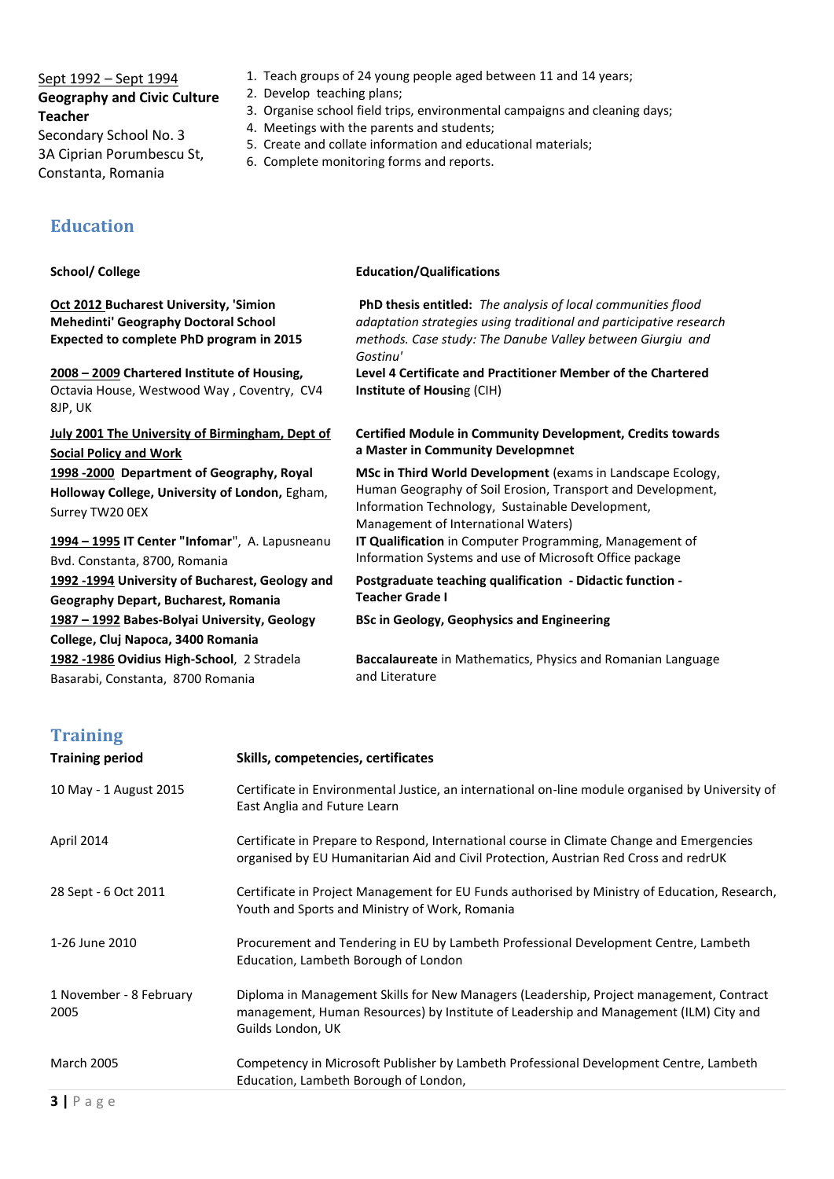<u>Sept 1992 – Sept 1994</u>
**Geography and Civic Culture Teacher**
Secondary School No. 3
3A Ciprian Porumbescu St,
Constanta, Romania

1. Teach groups of 24 young people aged between 11 and 14 years;
2. Develop teaching plans;
3. Organise school field trips, environmental campaigns and cleaning days;
4. Meetings with the parents and students;
5. Create and collate information and educational materials;
6. Complete monitoring forms and reports.

## Education

| School/ College | Education/Qualifications |
|---|---|
| **<u>Oct 2012</u> Bucharest University, 'Simion Mehedinti' Geography Doctoral School Expected to complete PhD program in 2015** | **PhD thesis entitled:** *The analysis of local communities flood adaptation strategies using traditional and participative research methods. Case study: The Danube Valley between Giurgiu and Gostinu'* |
| **<u>2008 – 2009</u> Chartered Institute of Housing,** Octavia House, Westwood Way , Coventry, CV4 8JP, UK | **Level 4 Certificate and Practitioner Member of the Chartered Institute of Housin**g (CIH) |
| **<u>July 2001 The University of Birmingham, Dept of Social Policy and Work</u>** | **Certified Module in Community Development, Credits towards a Master in Community Developmnet** |
| **<u>1998 -2000</u> Department of Geography, Royal Holloway College, University of London,** Egham, Surrey TW20 0EX | **MSc in Third World Development** (exams in Landscape Ecology, Human Geography of Soil Erosion, Transport and Development, Information Technology, Sustainable Development, Management of International Waters) |
| **<u>1994 – 1995</u> IT Center "Infomar**", A. Lapusneanu Bvd. Constanta, 8700, Romania | **IT Qualification** in Computer Programming, Management of Information Systems and use of Microsoft Office package |
| **<u>1992 -1994</u> University of Bucharest, Geology and Geography Depart, Bucharest, Romania** | **Postgraduate teaching qualification - Didactic function - Teacher Grade I** |
| **<u>1987 – 1992</u> Babes-Bolyai University, Geology College, Cluj Napoca, 3400 Romania** | **BSc in Geology, Geophysics and Engineering** |
| **<u>1982 -1986</u> Ovidius High-School**, 2 Stradela Basarabi, Constanta, 8700 Romania | **Baccalaureate** in Mathematics, Physics and Romanian Language and Literature |

## Training

| Training period | Skills, competencies, certificates |
|---|---|
| 10 May - 1 August 2015 | Certificate in Environmental Justice, an international on-line module organised by University of East Anglia and Future Learn |
| April 2014 | Certificate in Prepare to Respond, International course in Climate Change and Emergencies organised by EU Humanitarian Aid and Civil Protection, Austrian Red Cross and redrUK |
| 28 Sept - 6 Oct 2011 | Certificate in Project Management for EU Funds authorised by Ministry of Education, Research, Youth and Sports and Ministry of Work, Romania |
| 1-26 June 2010 | Procurement and Tendering in EU by Lambeth Professional Development Centre, Lambeth Education, Lambeth Borough of London |
| 1 November - 8 February 2005 | Diploma in Management Skills for New Managers (Leadership, Project management, Contract management, Human Resources) by Institute of Leadership and Management (ILM) City and Guilds London, UK |
| March 2005 | Competency in Microsoft Publisher by Lambeth Professional Development Centre, Lambeth Education, Lambeth Borough of London, |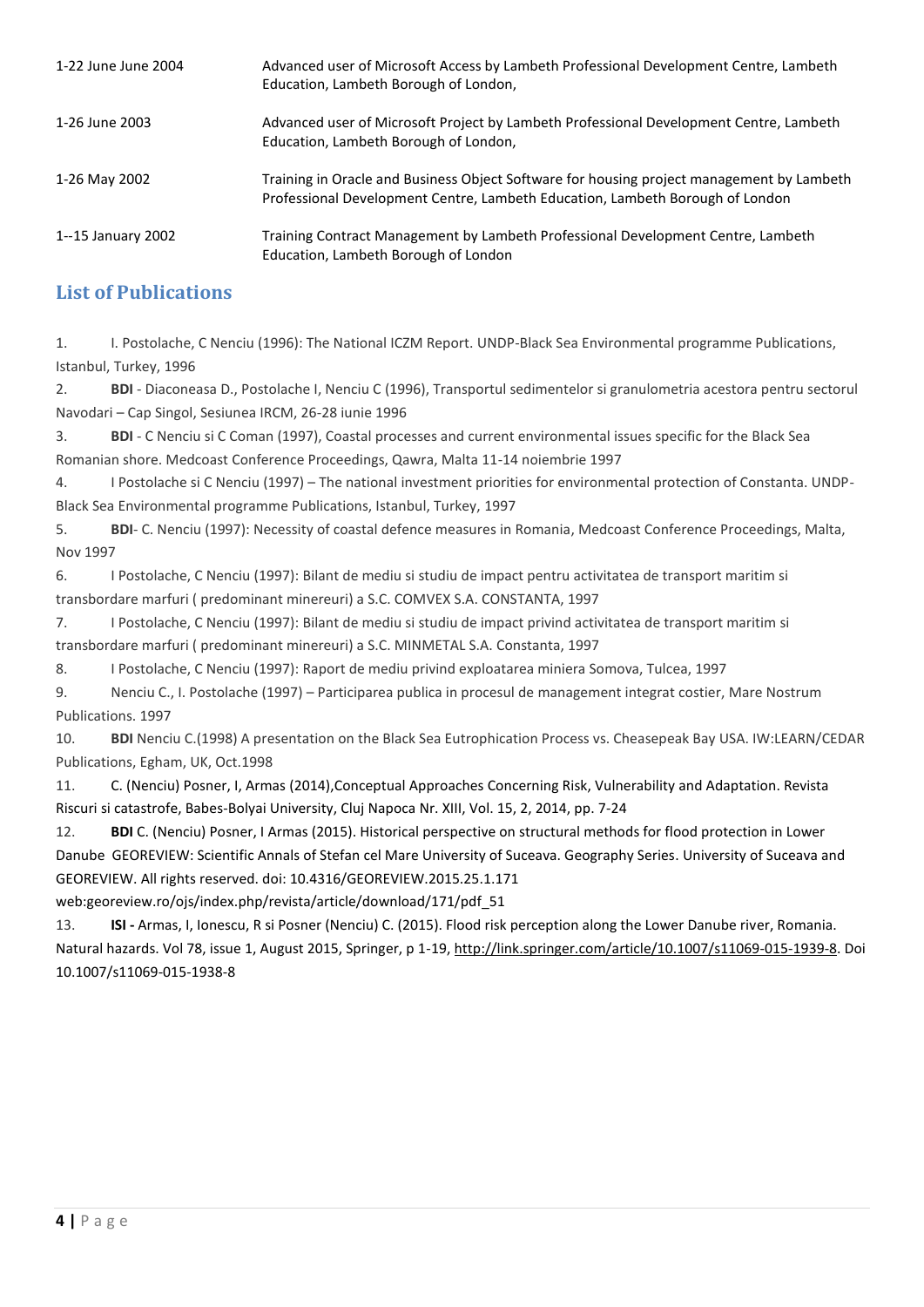| | |
|---|---|
| 1-22 June June 2004 | Advanced user of Microsoft Access by Lambeth Professional Development Centre, Lambeth Education, Lambeth Borough of London, |
| 1-26 June 2003 | Advanced user of Microsoft Project by Lambeth Professional Development Centre, Lambeth Education, Lambeth Borough of London, |
| 1-26 May 2002 | Training in Oracle and Business Object Software for housing project management by Lambeth Professional Development Centre, Lambeth Education, Lambeth Borough of London |
| 1--15 January 2002 | Training Contract Management by Lambeth Professional Development Centre, Lambeth Education, Lambeth Borough of London |

## List of Publications

1. I. Postolache, C Nenciu (1996): The National ICZM Report. UNDP-Black Sea Environmental programme Publications, Istanbul, Turkey, 1996
2. **BDI** - Diaconeasa D., Postolache I, Nenciu C (1996), Transportul sedimentelor si granulometria acestora pentru sectorul Navodari – Cap Singol, Sesiunea IRCM, 26-28 iunie 1996
3. **BDI** - C Nenciu si C Coman (1997), Coastal processes and current environmental issues specific for the Black Sea Romanian shore. Medcoast Conference Proceedings, Qawra, Malta 11-14 noiembrie 1997
4. I Postolache si C Nenciu (1997) – The national investment priorities for environmental protection of Constanta. UNDP-Black Sea Environmental programme Publications, Istanbul, Turkey, 1997
5. **BDI**- C. Nenciu (1997): Necessity of coastal defence measures in Romania, Medcoast Conference Proceedings, Malta, Nov 1997
6. I Postolache, C Nenciu (1997): Bilant de mediu si studiu de impact pentru activitatea de transport maritim si transbordare marfuri ( predominant minereuri) a S.C. COMVEX S.A. CONSTANTA, 1997
7. I Postolache, C Nenciu (1997): Bilant de mediu si studiu de impact privind activitatea de transport maritim si transbordare marfuri ( predominant minereuri) a S.C. MINMETAL S.A. Constanta, 1997
8. I Postolache, C Nenciu (1997): Raport de mediu privind exploatarea miniera Somova, Tulcea, 1997
9. Nenciu C., I. Postolache (1997) – Participarea publica in procesul de management integrat costier, Mare Nostrum Publications. 1997
10. **BDI** Nenciu C.(1998) A presentation on the Black Sea Eutrophication Process vs. Cheasepeak Bay USA. IW:LEARN/CEDAR Publications, Egham, UK, Oct.1998
11. C. (Nenciu) Posner, I, Armas (2014),Conceptual Approaches Concerning Risk, Vulnerability and Adaptation. Revista Riscuri si catastrofe, Babes-Bolyai University, Cluj Napoca Nr. XIII, Vol. 15, 2, 2014, pp. 7-24
12. **BDI** C. (Nenciu) Posner, I Armas (2015). Historical perspective on structural methods for flood protection in Lower Danube GEOREVIEW: Scientific Annals of Stefan cel Mare University of Suceava. Geography Series. University of Suceava and GEOREVIEW. All rights reserved. doi: 10.4316/GEOREVIEW.2015.25.1.171 web:georeview.ro/ojs/index.php/revista/article/download/171/pdf_51
13. **ISI -** Armas, I, Ionescu, R si Posner (Nenciu) C. (2015). Flood risk perception along the Lower Danube river, Romania. Natural hazards. Vol 78, issue 1, August 2015, Springer, p 1-19, http://link.springer.com/article/10.1007/s11069-015-1939-8. Doi 10.1007/s11069-015-1938-8